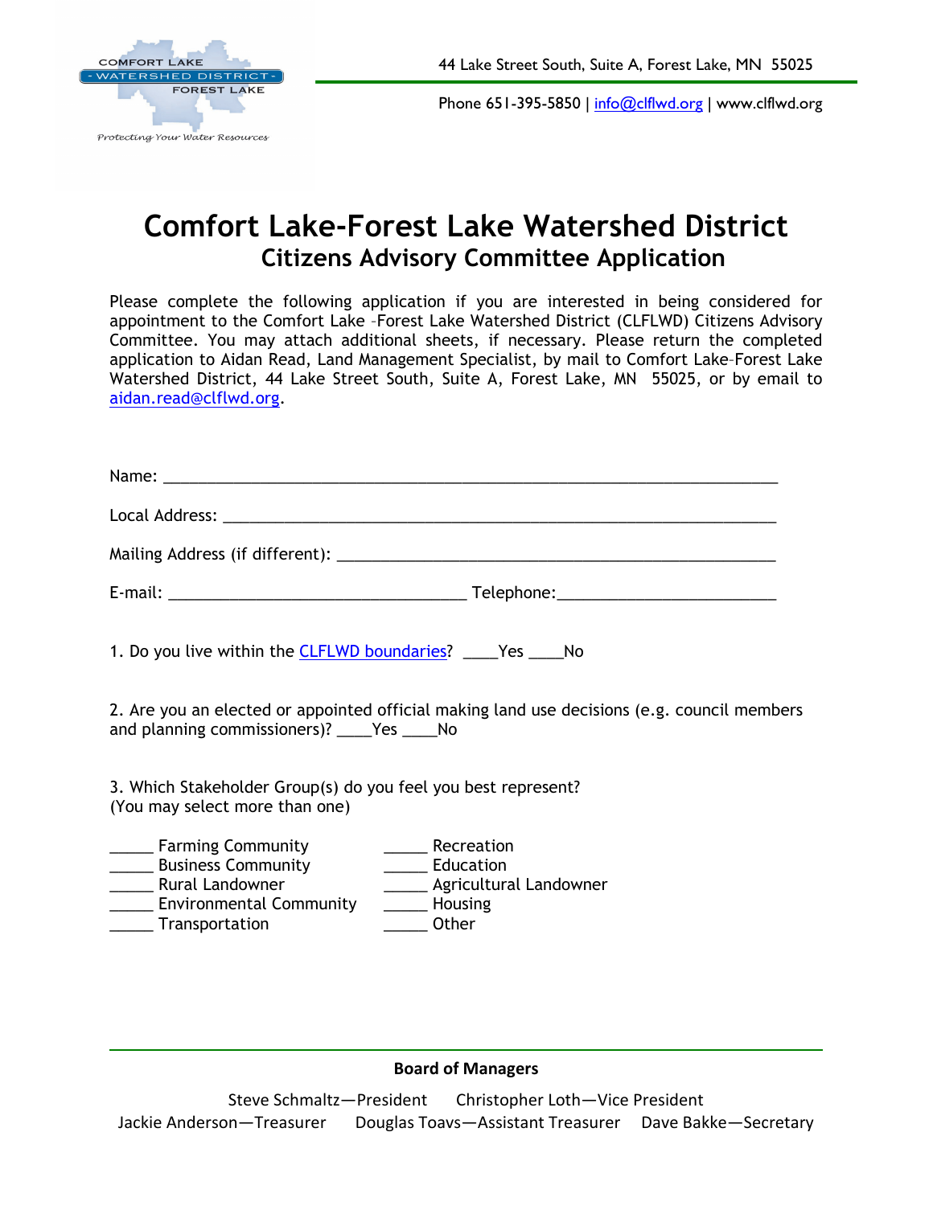44 Lake Street South, Suite A, Forest Lake, MN 55025

Phone 651-395-5850 | info@clflwd.org | www.clflwd.org

# Comfort Lake-Forest Lake Watershed District

## Citizens Advisory Committee Application

Please complete the following application if you are interested in being considered for appointment to the Comfort Lake –Forest Lake Watershed District (CLFLWD) Citizens Advisory Committee. You may attach additional sheets, if necessary. Please return the completed application to Aidan Read, Land Management Specialist, by mail to Comfort Lake–Forest Lake Watershed District, 44 Lake Street South, Suite A, Forest Lake, MN 55025, or by email to aidan.read@clflwd.org.

Name: ______________________________________________________________________

Local Address: _______________________________________________________________

Mailing Address (if different): ___________________________________________________

E-mail: __________________________________ Telephone:________________________

1. Do you live within the CLFLWD boundaries? ____Yes ____No

2. Are you an elected or appointed official making land use decisions (e.g. council members and planning commissioners)? ____Yes ____No

3. Which Stakeholder Group(s) do you feel you best represent?
(You may select more than one)

_____ Farming Community
_____ Business Community
_____ Rural Landowner
_____ Environmental Community
_____ Transportation
_____ Recreation
_____ Education
_____ Agricultural Landowner
_____ Housing
_____ Other

**Board of Managers**

Steve Schmaltz—President    Christopher Loth—Vice President
Jackie Anderson—Treasurer    Douglas Toavs—Assistant Treasurer    Dave Bakke—Secretary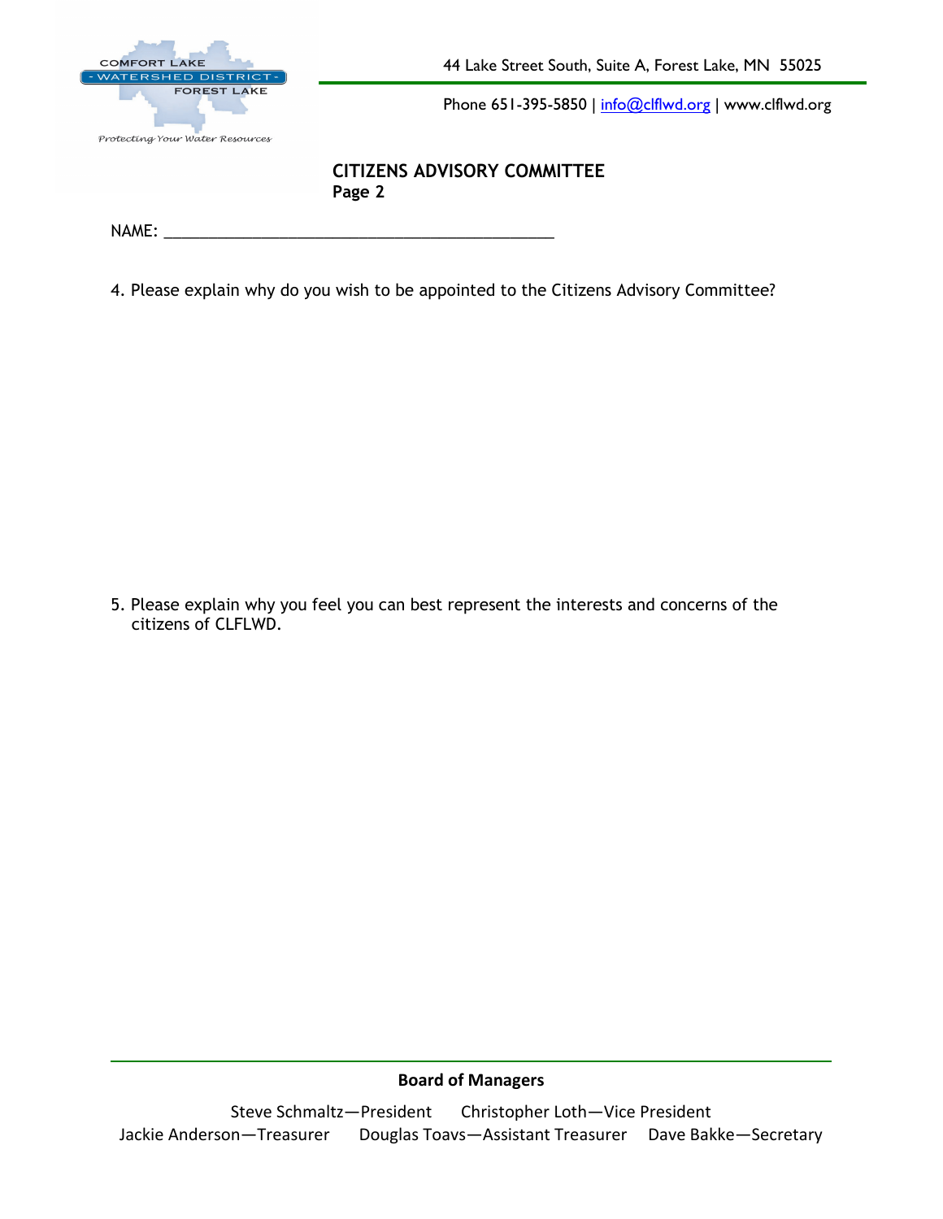44 Lake Street South, Suite A, Forest Lake, MN 55025

Phone 651-395-5850 | info@clflwd.org | www.clflwd.org

## CITIZENS ADVISORY COMMITTEE
**Page 2**

NAME: _______________________________________________

4. Please explain why do you wish to be appointed to the Citizens Advisory Committee?

5. Please explain why you feel you can best represent the interests and concerns of the citizens of CLFLWD.

**Board of Managers**

Steve Schmaltz—President Christopher Loth—Vice President
Jackie Anderson—Treasurer Douglas Toavs—Assistant Treasurer Dave Bakke—Secretary